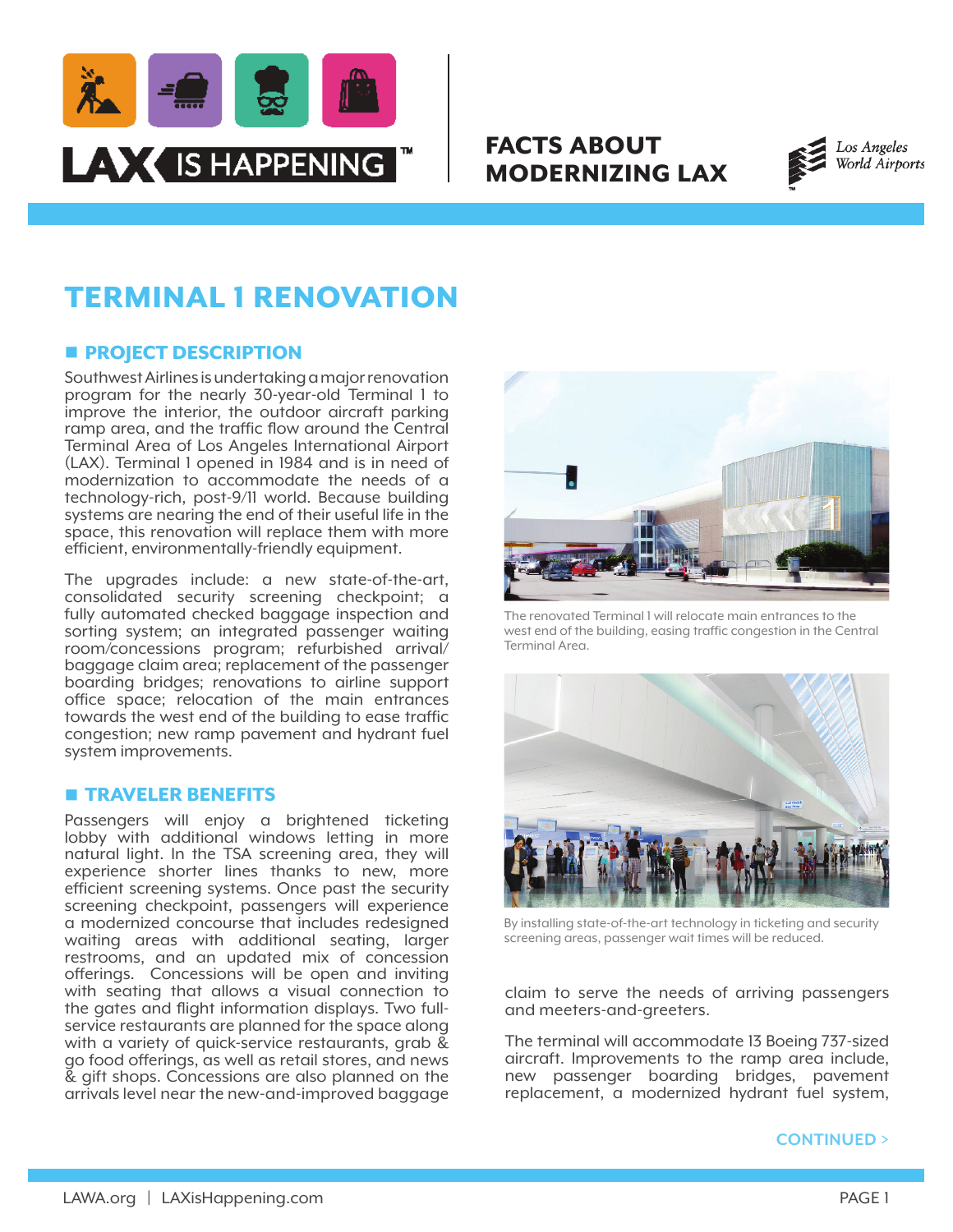# FACTS ABOUT MODERNIZING LAX

## TERMINAL 1 RENOVATION

### PROJECT DESCRIPTION

Southwest Airlines is undertaking a major renovation program for the nearly 30-year-old Terminal 1 to improve the interior, the outdoor aircraft parking ramp area, and the traffic flow around the Central Terminal Area of Los Angeles International Airport (LAX). Terminal 1 opened in 1984 and is in need of modernization to accommodate the needs of a technology-rich, post-9/11 world. Because building systems are nearing the end of their useful life in the space, this renovation will replace them with more efficient, environmentally-friendly equipment.

The upgrades include: a new state-of-the-art, consolidated security screening checkpoint; a fully automated checked baggage inspection and sorting system; an integrated passenger waiting room/concessions program; refurbished arrival/baggage claim area; replacement of the passenger boarding bridges; renovations to airline support office space; relocation of the main entrances towards the west end of the building to ease traffic congestion; new ramp pavement and hydrant fuel system improvements.

### TRAVELER BENEFITS

Passengers will enjoy a brightened ticketing lobby with additional windows letting in more natural light. In the TSA screening area, they will experience shorter lines thanks to new, more efficient screening systems. Once past the security screening checkpoint, passengers will experience a modernized concourse that includes redesigned waiting areas with additional seating, larger restrooms, and an updated mix of concession offerings. Concessions will be open and inviting with seating that allows a visual connection to the gates and flight information displays. Two full-service restaurants are planned for the space along with a variety of quick-service restaurants, grab & go food offerings, as well as retail stores, and news & gift shops. Concessions are also planned on the arrivals level near the new-and-improved baggage claim to serve the needs of arriving passengers and meeters-and-greeters.

The renovated Terminal 1 will relocate main entrances to the west end of the building, easing traffic congestion in the Central Terminal Area.

By installing state-of-the-art technology in ticketing and security screening areas, passenger wait times will be reduced.

The terminal will accommodate 13 Boeing 737-sized aircraft. Improvements to the ramp area include, new passenger boarding bridges, pavement replacement, a modernized hydrant fuel system,

CONTINUED >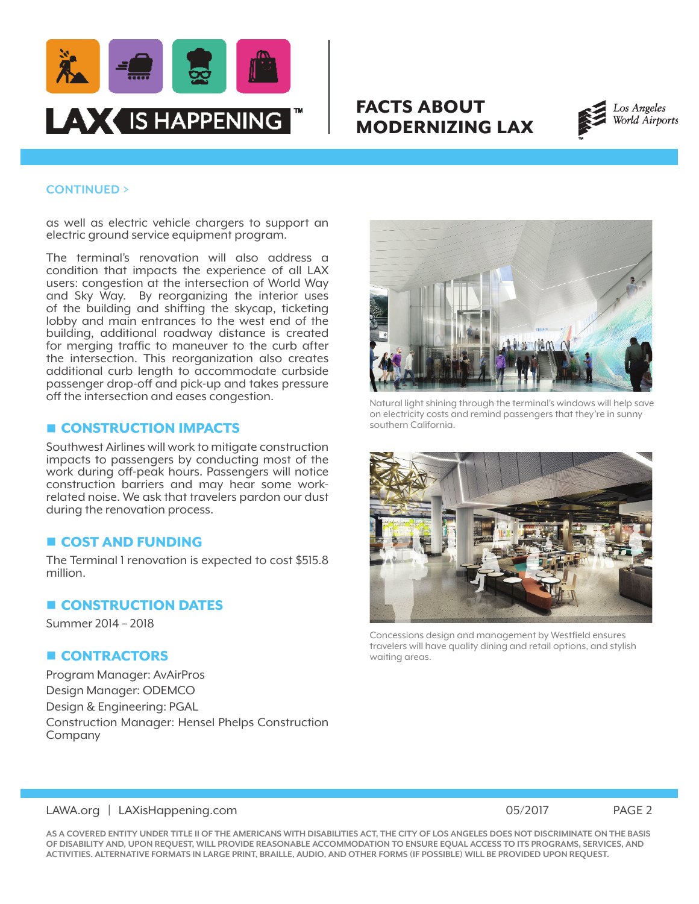CONTINUED >

as well as electric vehicle chargers to support an electric ground service equipment program.

The terminal's renovation will also address a condition that impacts the experience of all LAX users: congestion at the intersection of World Way and Sky Way. By reorganizing the interior uses of the building and shifting the skycap, ticketing lobby and main entrances to the west end of the building, additional roadway distance is created for merging traffic to maneuver to the curb after the intersection. This reorganization also creates additional curb length to accommodate curbside passenger drop-off and pick-up and takes pressure off the intersection and eases congestion.

## CONSTRUCTION IMPACTS

Southwest Airlines will work to mitigate construction impacts to passengers by conducting most of the work during off-peak hours. Passengers will notice construction barriers and may hear some work-related noise. We ask that travelers pardon our dust during the renovation process.

## COST AND FUNDING

The Terminal 1 renovation is expected to cost $515.8 million.

## CONSTRUCTION DATES

Summer 2014 – 2018

## CONTRACTORS

Program Manager: AvAirPros
Design Manager: ODEMCO
Design & Engineering: PGAL
Construction Manager: Hensel Phelps Construction Company

Natural light shining through the terminal's windows will help save on electricity costs and remind passengers that they're in sunny southern California.

Concessions design and management by Westfield ensures travelers will have quality dining and retail options, and stylish waiting areas.

AS A COVERED ENTITY UNDER TITLE II OF THE AMERICANS WITH DISABILITIES ACT, THE CITY OF LOS ANGELES DOES NOT DISCRIMINATE ON THE BASIS OF DISABILITY AND, UPON REQUEST, WILL PROVIDE REASONABLE ACCOMMODATION TO ENSURE EQUAL ACCESS TO ITS PROGRAMS, SERVICES, AND ACTIVITIES. ALTERNATIVE FORMATS IN LARGE PRINT, BRAILLE, AUDIO, AND OTHER FORMS (IF POSSIBLE) WILL BE PROVIDED UPON REQUEST.